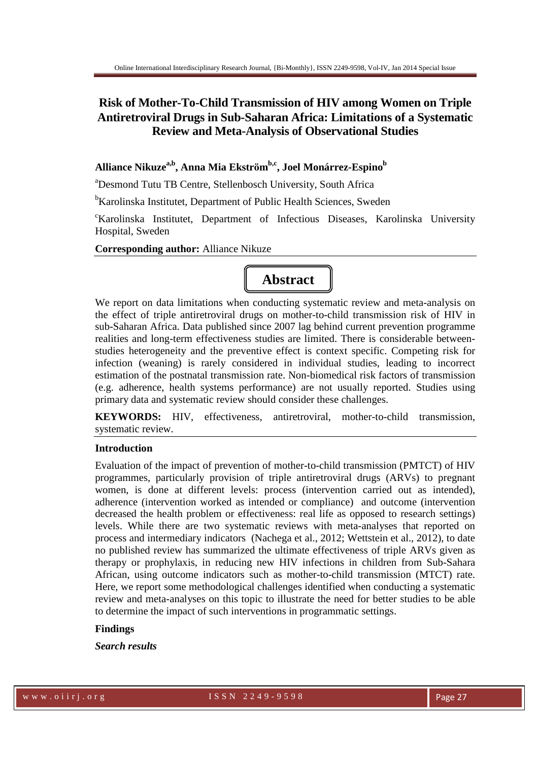# Risk of Mother-To-Child Transmission of HIV among Women on Triple Antiretroviral Drugs in Sub-Saharan Africa: Limitations of a Systematic Review and Meta-Analysis of Observational Studies

**Alliance Nikuze[a,b], Anna Mia Ekström[b,c], Joel Monárrez-Espino[b]**

[a]Desmond Tutu TB Centre, Stellenbosch University, South Africa

[b]Karolinska Institutet, Department of Public Health Sciences, Sweden

[c]Karolinska Institutet, Department of Infectious Diseases, Karolinska University Hospital, Sweden

**Corresponding author:** Alliance Nikuze

## Abstract

We report on data limitations when conducting systematic review and meta-analysis on the effect of triple antiretroviral drugs on mother-to-child transmission risk of HIV in sub-Saharan Africa. Data published since 2007 lag behind current prevention programme realities and long-term effectiveness studies are limited. There is considerable between-studies heterogeneity and the preventive effect is context specific. Competing risk for infection (weaning) is rarely considered in individual studies, leading to incorrect estimation of the postnatal transmission rate. Non-biomedical risk factors of transmission (e.g. adherence, health systems performance) are not usually reported. Studies using primary data and systematic review should consider these challenges.

**KEYWORDS:** HIV, effectiveness, antiretroviral, mother-to-child transmission, systematic review.

### Introduction

Evaluation of the impact of prevention of mother-to-child transmission (PMTCT) of HIV programmes, particularly provision of triple antiretroviral drugs (ARVs) to pregnant women, is done at different levels: process (intervention carried out as intended), adherence (intervention worked as intended or compliance) and outcome (intervention decreased the health problem or effectiveness: real life as opposed to research settings) levels. While there are two systematic reviews with meta-analyses that reported on process and intermediary indicators (Nachega et al., 2012; Wettstein et al., 2012), to date no published review has summarized the ultimate effectiveness of triple ARVs given as therapy or prophylaxis, in reducing new HIV infections in children from Sub-Sahara African, using outcome indicators such as mother-to-child transmission (MTCT) rate. Here, we report some methodological challenges identified when conducting a systematic review and meta-analyses on this topic to illustrate the need for better studies to be able to determine the impact of such interventions in programmatic settings.

### Findings

***Search results***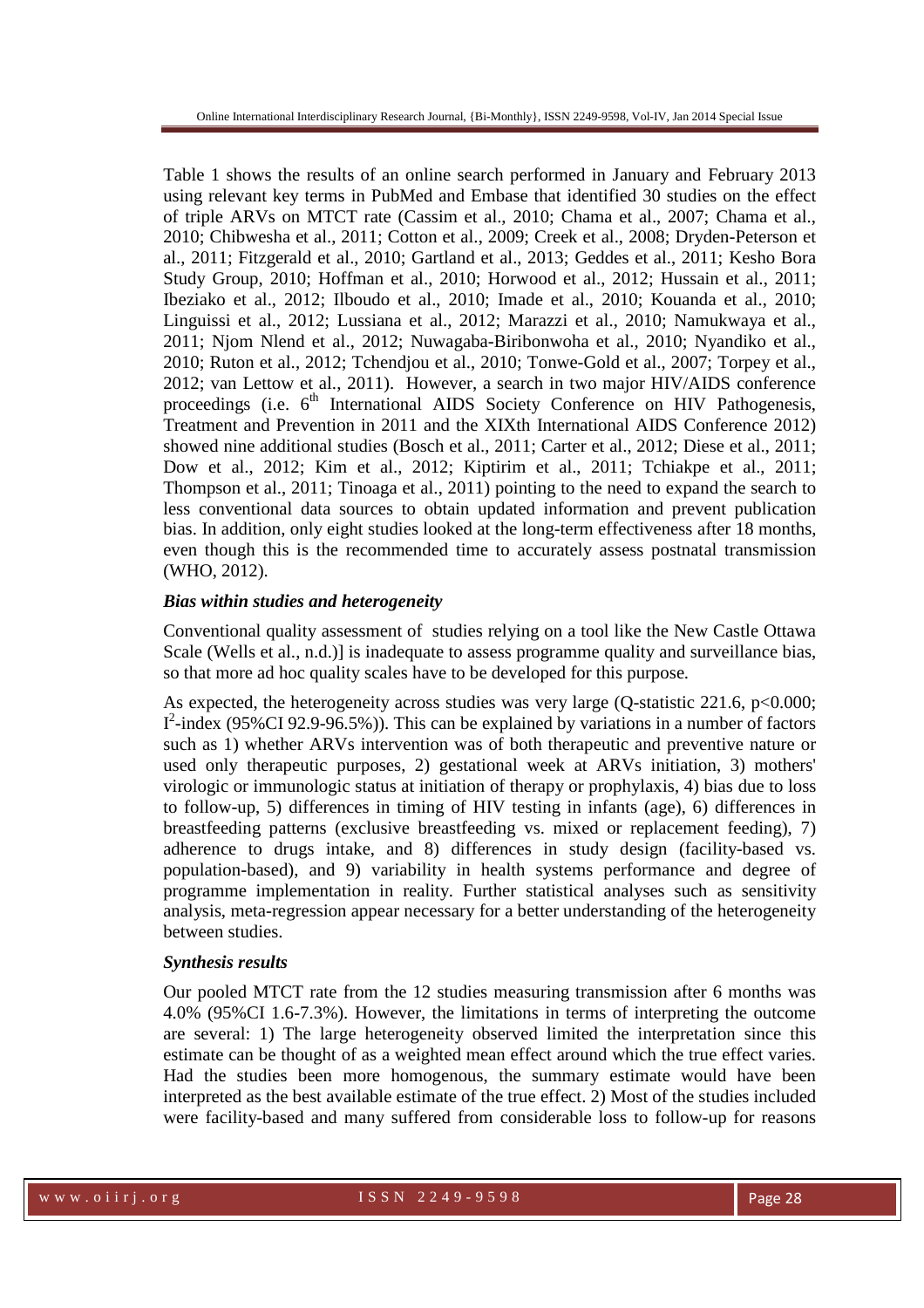Table 1 shows the results of an online search performed in January and February 2013 using relevant key terms in PubMed and Embase that identified 30 studies on the effect of triple ARVs on MTCT rate (Cassim et al., 2010; Chama et al., 2007; Chama et al., 2010; Chibwesha et al., 2011; Cotton et al., 2009; Creek et al., 2008; Dryden-Peterson et al., 2011; Fitzgerald et al., 2010; Gartland et al., 2013; Geddes et al., 2011; Kesho Bora Study Group, 2010; Hoffman et al., 2010; Horwood et al., 2012; Hussain et al., 2011; Ibeziako et al., 2012; Ilboudo et al., 2010; Imade et al., 2010; Kouanda et al., 2010; Linguissi et al., 2012; Lussiana et al., 2012; Marazzi et al., 2010; Namukwaya et al., 2011; Njom Nlend et al., 2012; Nuwagaba-Biribonwoha et al., 2010; Nyandiko et al., 2010; Ruton et al., 2012; Tchendjou et al., 2010; Tonwe-Gold et al., 2007; Torpey et al., 2012; van Lettow et al., 2011). However, a search in two major HIV/AIDS conference proceedings (i.e. 6th International AIDS Society Conference on HIV Pathogenesis, Treatment and Prevention in 2011 and the XIXth International AIDS Conference 2012) showed nine additional studies (Bosch et al., 2011; Carter et al., 2012; Diese et al., 2011; Dow et al., 2012; Kim et al., 2012; Kiptirim et al., 2011; Tchiakpe et al., 2011; Thompson et al., 2011; Tinoaga et al., 2011) pointing to the need to expand the search to less conventional data sources to obtain updated information and prevent publication bias. In addition, only eight studies looked at the long-term effectiveness after 18 months, even though this is the recommended time to accurately assess postnatal transmission (WHO, 2012).

### *Bias within studies and heterogeneity*

Conventional quality assessment of studies relying on a tool like the New Castle Ottawa Scale (Wells et al., n.d.)] is inadequate to assess programme quality and surveillance bias, so that more ad hoc quality scales have to be developed for this purpose.

As expected, the heterogeneity across studies was very large (Q-statistic 221.6, $p<0.000$; $I^2$-index (95%CI 92.9-96.5%)). This can be explained by variations in a number of factors such as 1) whether ARVs intervention was of both therapeutic and preventive nature or used only therapeutic purposes, 2) gestational week at ARVs initiation, 3) mothers' virologic or immunologic status at initiation of therapy or prophylaxis, 4) bias due to loss to follow-up, 5) differences in timing of HIV testing in infants (age), 6) differences in breastfeeding patterns (exclusive breastfeeding vs. mixed or replacement feeding), 7) adherence to drugs intake, and 8) differences in study design (facility-based vs. population-based), and 9) variability in health systems performance and degree of programme implementation in reality. Further statistical analyses such as sensitivity analysis, meta-regression appear necessary for a better understanding of the heterogeneity between studies.

### *Synthesis results*

Our pooled MTCT rate from the 12 studies measuring transmission after 6 months was 4.0% (95%CI 1.6-7.3%). However, the limitations in terms of interpreting the outcome are several: 1) The large heterogeneity observed limited the interpretation since this estimate can be thought of as a weighted mean effect around which the true effect varies. Had the studies been more homogenous, the summary estimate would have been interpreted as the best available estimate of the true effect. 2) Most of the studies included were facility-based and many suffered from considerable loss to follow-up for reasons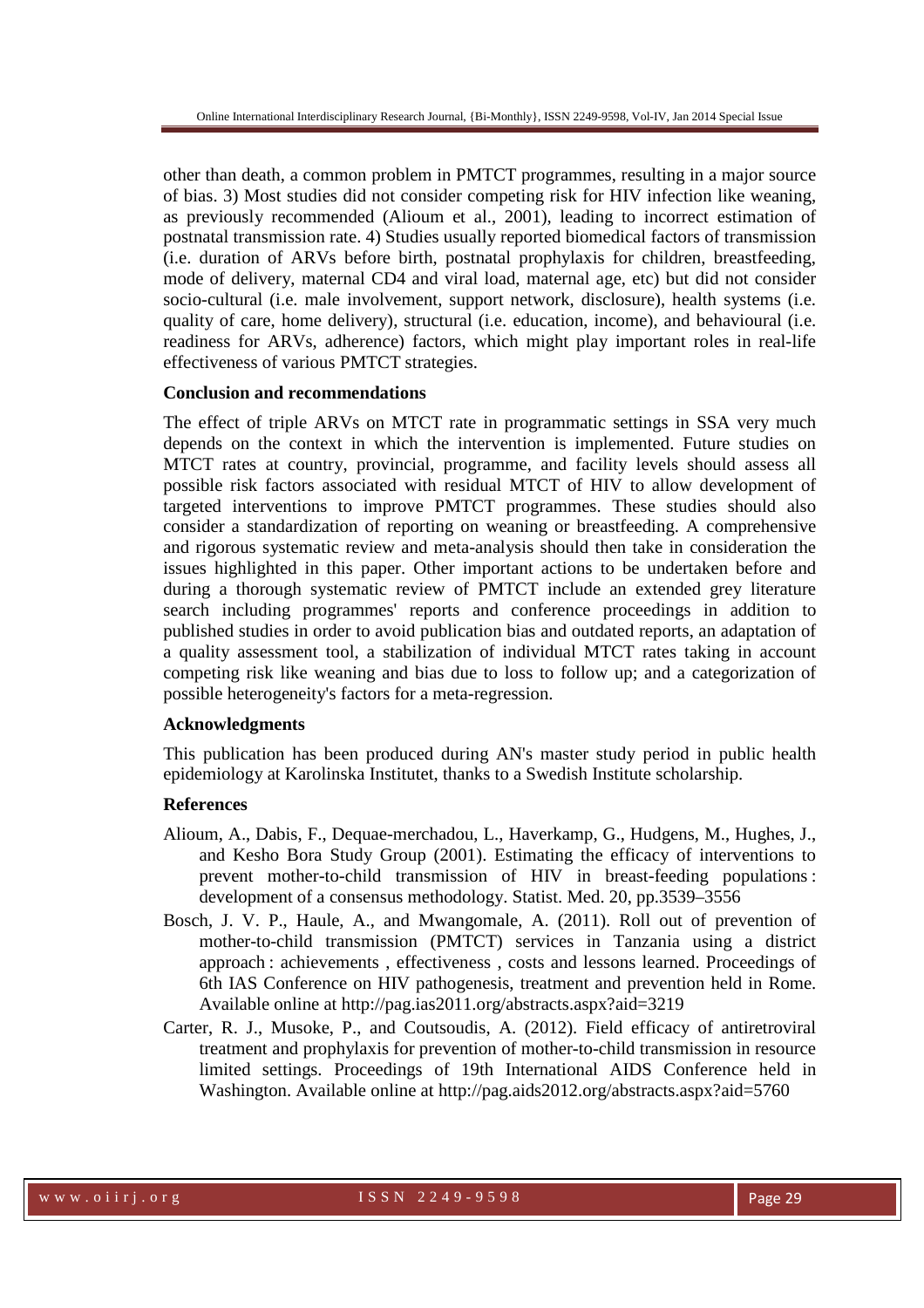other than death, a common problem in PMTCT programmes, resulting in a major source of bias. 3) Most studies did not consider competing risk for HIV infection like weaning, as previously recommended (Alioum et al., 2001), leading to incorrect estimation of postnatal transmission rate. 4) Studies usually reported biomedical factors of transmission (i.e. duration of ARVs before birth, postnatal prophylaxis for children, breastfeeding, mode of delivery, maternal CD4 and viral load, maternal age, etc) but did not consider socio-cultural (i.e. male involvement, support network, disclosure), health systems (i.e. quality of care, home delivery), structural (i.e. education, income), and behavioural (i.e. readiness for ARVs, adherence) factors, which might play important roles in real-life effectiveness of various PMTCT strategies.

**Conclusion and recommendations**

The effect of triple ARVs on MTCT rate in programmatic settings in SSA very much depends on the context in which the intervention is implemented. Future studies on MTCT rates at country, provincial, programme, and facility levels should assess all possible risk factors associated with residual MTCT of HIV to allow development of targeted interventions to improve PMTCT programmes. These studies should also consider a standardization of reporting on weaning or breastfeeding. A comprehensive and rigorous systematic review and meta-analysis should then take in consideration the issues highlighted in this paper. Other important actions to be undertaken before and during a thorough systematic review of PMTCT include an extended grey literature search including programmes' reports and conference proceedings in addition to published studies in order to avoid publication bias and outdated reports, an adaptation of a quality assessment tool, a stabilization of individual MTCT rates taking in account competing risk like weaning and bias due to loss to follow up; and a categorization of possible heterogeneity's factors for a meta-regression.

**Acknowledgments**

This publication has been produced during AN's master study period in public health epidemiology at Karolinska Institutet, thanks to a Swedish Institute scholarship.

**References**

Alioum, A., Dabis, F., Dequae-merchadou, L., Haverkamp, G., Hudgens, M., Hughes, J., and Kesho Bora Study Group (2001). Estimating the efficacy of interventions to prevent mother-to-child transmission of HIV in breast-feeding populations : development of a consensus methodology. Statist. Med. 20, pp.3539–3556

Bosch, J. V. P., Haule, A., and Mwangomale, A. (2011). Roll out of prevention of mother-to-child transmission (PMTCT) services in Tanzania using a district approach : achievements , effectiveness , costs and lessons learned. Proceedings of 6th IAS Conference on HIV pathogenesis, treatment and prevention held in Rome. Available online at http://pag.ias2011.org/abstracts.aspx?aid=3219

Carter, R. J., Musoke, P., and Coutsoudis, A. (2012). Field efficacy of antiretroviral treatment and prophylaxis for prevention of mother-to-child transmission in resource limited settings. Proceedings of 19th International AIDS Conference held in Washington. Available online at http://pag.aids2012.org/abstracts.aspx?aid=5760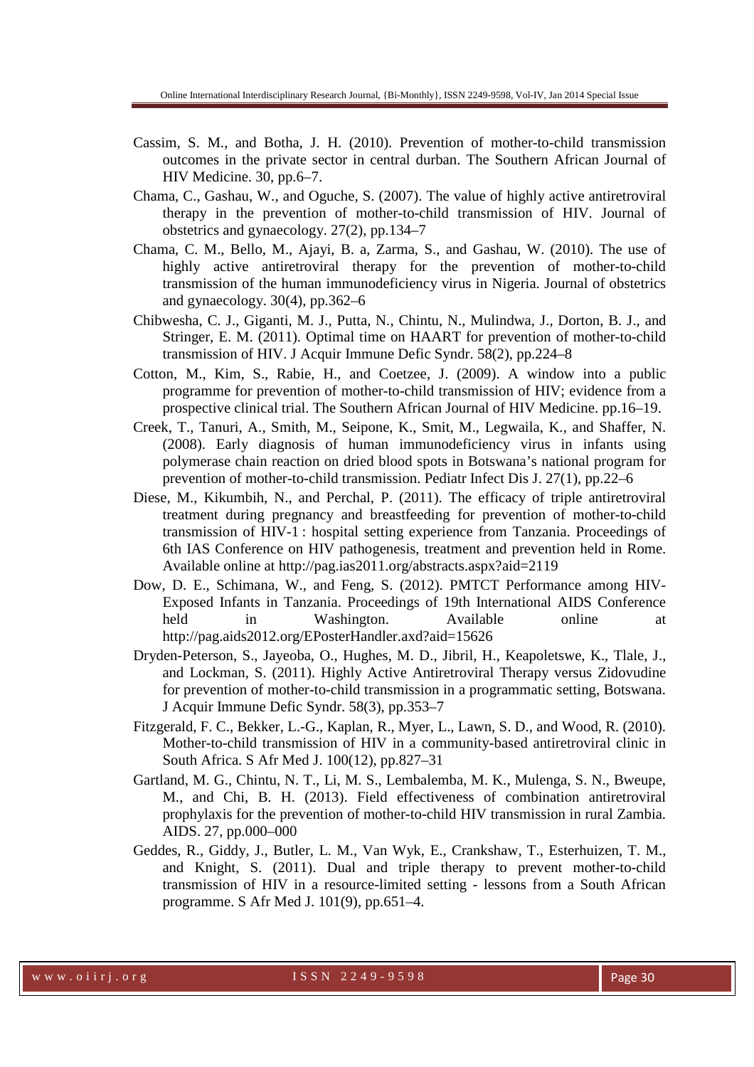Cassim, S. M., and Botha, J. H. (2010). Prevention of mother-to-child transmission outcomes in the private sector in central durban. The Southern African Journal of HIV Medicine. 30, pp.6–7.

Chama, C., Gashau, W., and Oguche, S. (2007). The value of highly active antiretroviral therapy in the prevention of mother-to-child transmission of HIV. Journal of obstetrics and gynaecology. 27(2), pp.134–7

Chama, C. M., Bello, M., Ajayi, B. a, Zarma, S., and Gashau, W. (2010). The use of highly active antiretroviral therapy for the prevention of mother-to-child transmission of the human immunodeficiency virus in Nigeria. Journal of obstetrics and gynaecology. 30(4), pp.362–6

Chibwesha, C. J., Giganti, M. J., Putta, N., Chintu, N., Mulindwa, J., Dorton, B. J., and Stringer, E. M. (2011). Optimal time on HAART for prevention of mother-to-child transmission of HIV. J Acquir Immune Defic Syndr. 58(2), pp.224–8

Cotton, M., Kim, S., Rabie, H., and Coetzee, J. (2009). A window into a public programme for prevention of mother-to-child transmission of HIV; evidence from a prospective clinical trial. The Southern African Journal of HIV Medicine. pp.16–19.

Creek, T., Tanuri, A., Smith, M., Seipone, K., Smit, M., Legwaila, K., and Shaffer, N. (2008). Early diagnosis of human immunodeficiency virus in infants using polymerase chain reaction on dried blood spots in Botswana's national program for prevention of mother-to-child transmission. Pediatr Infect Dis J. 27(1), pp.22–6

Diese, M., Kikumbih, N., and Perchal, P. (2011). The efficacy of triple antiretroviral treatment during pregnancy and breastfeeding for prevention of mother-to-child transmission of HIV-1 : hospital setting experience from Tanzania. Proceedings of 6th IAS Conference on HIV pathogenesis, treatment and prevention held in Rome. Available online at http://pag.ias2011.org/abstracts.aspx?aid=2119

Dow, D. E., Schimana, W., and Feng, S. (2012). PMTCT Performance among HIV-Exposed Infants in Tanzania. Proceedings of 19th International AIDS Conference held in Washington. Available online at http://pag.aids2012.org/EPosterHandler.axd?aid=15626

Dryden-Peterson, S., Jayeoba, O., Hughes, M. D., Jibril, H., Keapoletswe, K., Tlale, J., and Lockman, S. (2011). Highly Active Antiretroviral Therapy versus Zidovudine for prevention of mother-to-child transmission in a programmatic setting, Botswana. J Acquir Immune Defic Syndr. 58(3), pp.353–7

Fitzgerald, F. C., Bekker, L.-G., Kaplan, R., Myer, L., Lawn, S. D., and Wood, R. (2010). Mother-to-child transmission of HIV in a community-based antiretroviral clinic in South Africa. S Afr Med J. 100(12), pp.827–31

Gartland, M. G., Chintu, N. T., Li, M. S., Lembalemba, M. K., Mulenga, S. N., Bweupe, M., and Chi, B. H. (2013). Field effectiveness of combination antiretroviral prophylaxis for the prevention of mother-to-child HIV transmission in rural Zambia. AIDS. 27, pp.000–000

Geddes, R., Giddy, J., Butler, L. M., Van Wyk, E., Crankshaw, T., Esterhuizen, T. M., and Knight, S. (2011). Dual and triple therapy to prevent mother-to-child transmission of HIV in a resource-limited setting - lessons from a South African programme. S Afr Med J. 101(9), pp.651–4.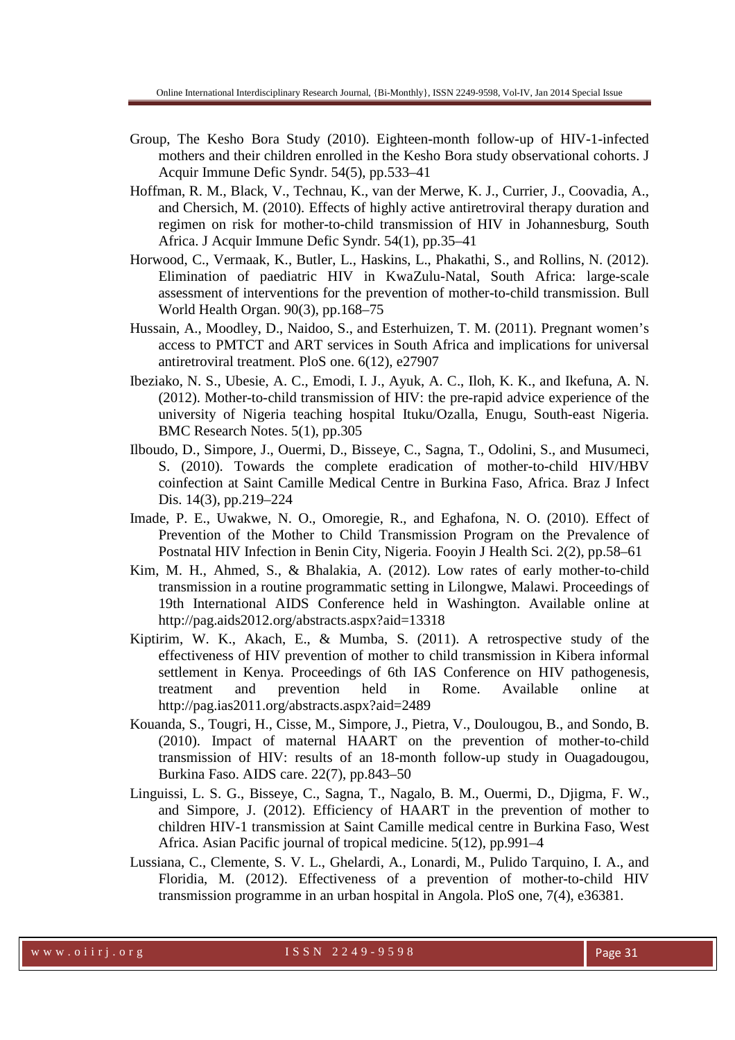Group, The Kesho Bora Study (2010). Eighteen-month follow-up of HIV-1-infected mothers and their children enrolled in the Kesho Bora study observational cohorts. J Acquir Immune Defic Syndr. 54(5), pp.533–41

Hoffman, R. M., Black, V., Technau, K., van der Merwe, K. J., Currier, J., Coovadia, A., and Chersich, M. (2010). Effects of highly active antiretroviral therapy duration and regimen on risk for mother-to-child transmission of HIV in Johannesburg, South Africa. J Acquir Immune Defic Syndr. 54(1), pp.35–41

Horwood, C., Vermaak, K., Butler, L., Haskins, L., Phakathi, S., and Rollins, N. (2012). Elimination of paediatric HIV in KwaZulu-Natal, South Africa: large-scale assessment of interventions for the prevention of mother-to-child transmission. Bull World Health Organ. 90(3), pp.168–75

Hussain, A., Moodley, D., Naidoo, S., and Esterhuizen, T. M. (2011). Pregnant women's access to PMTCT and ART services in South Africa and implications for universal antiretroviral treatment. PloS one. 6(12), e27907

Ibeziako, N. S., Ubesie, A. C., Emodi, I. J., Ayuk, A. C., Iloh, K. K., and Ikefuna, A. N. (2012). Mother-to-child transmission of HIV: the pre-rapid advice experience of the university of Nigeria teaching hospital Ituku/Ozalla, Enugu, South-east Nigeria. BMC Research Notes. 5(1), pp.305

Ilboudo, D., Simpore, J., Ouermi, D., Bisseye, C., Sagna, T., Odolini, S., and Musumeci, S. (2010). Towards the complete eradication of mother-to-child HIV/HBV coinfection at Saint Camille Medical Centre in Burkina Faso, Africa. Braz J Infect Dis. 14(3), pp.219–224

Imade, P. E., Uwakwe, N. O., Omoregie, R., and Eghafona, N. O. (2010). Effect of Prevention of the Mother to Child Transmission Program on the Prevalence of Postnatal HIV Infection in Benin City, Nigeria. Fooyin J Health Sci. 2(2), pp.58–61

Kim, M. H., Ahmed, S., & Bhalakia, A. (2012). Low rates of early mother-to-child transmission in a routine programmatic setting in Lilongwe, Malawi. Proceedings of 19th International AIDS Conference held in Washington. Available online at http://pag.aids2012.org/abstracts.aspx?aid=13318

Kiptirim, W. K., Akach, E., & Mumba, S. (2011). A retrospective study of the effectiveness of HIV prevention of mother to child transmission in Kibera informal settlement in Kenya. Proceedings of 6th IAS Conference on HIV pathogenesis, treatment and prevention held in Rome. Available online at http://pag.ias2011.org/abstracts.aspx?aid=2489

Kouanda, S., Tougri, H., Cisse, M., Simpore, J., Pietra, V., Doulougou, B., and Sondo, B. (2010). Impact of maternal HAART on the prevention of mother-to-child transmission of HIV: results of an 18-month follow-up study in Ouagadougou, Burkina Faso. AIDS care. 22(7), pp.843–50

Linguissi, L. S. G., Bisseye, C., Sagna, T., Nagalo, B. M., Ouermi, D., Djigma, F. W., and Simpore, J. (2012). Efficiency of HAART in the prevention of mother to children HIV-1 transmission at Saint Camille medical centre in Burkina Faso, West Africa. Asian Pacific journal of tropical medicine. 5(12), pp.991–4

Lussiana, C., Clemente, S. V. L., Ghelardi, A., Lonardi, M., Pulido Tarquino, I. A., and Floridia, M. (2012). Effectiveness of a prevention of mother-to-child HIV transmission programme in an urban hospital in Angola. PloS one, 7(4), e36381.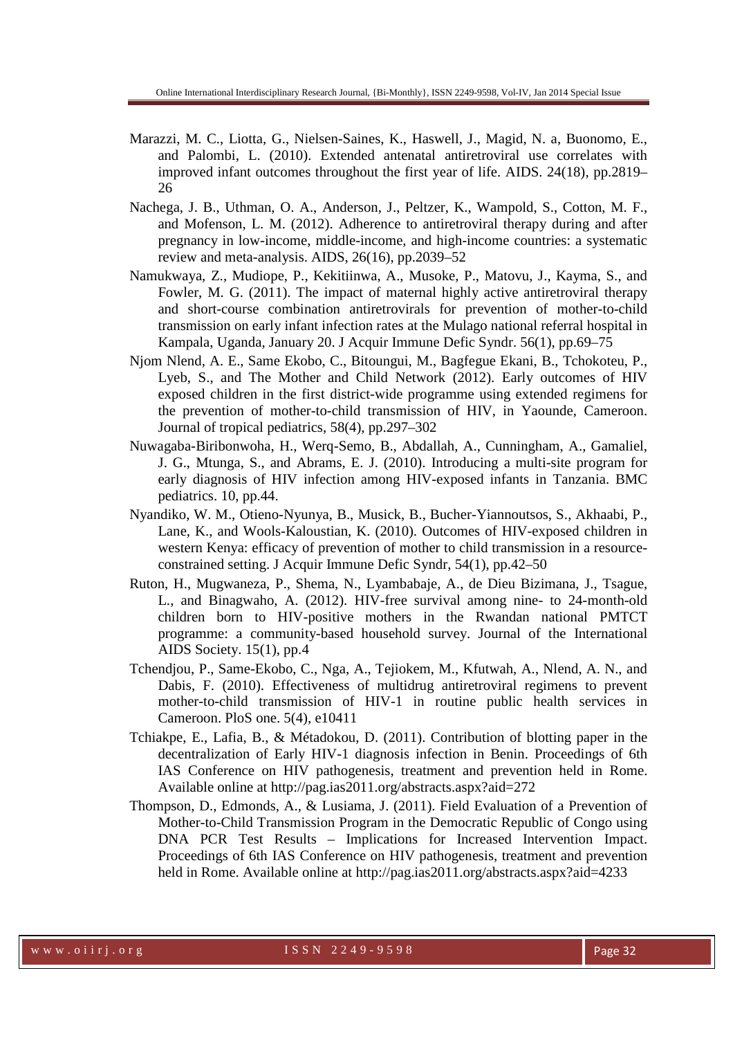Marazzi, M. C., Liotta, G., Nielsen-Saines, K., Haswell, J., Magid, N. a, Buonomo, E., and Palombi, L. (2010). Extended antenatal antiretroviral use correlates with improved infant outcomes throughout the first year of life. AIDS. 24(18), pp.2819–26

Nachega, J. B., Uthman, O. A., Anderson, J., Peltzer, K., Wampold, S., Cotton, M. F., and Mofenson, L. M. (2012). Adherence to antiretroviral therapy during and after pregnancy in low-income, middle-income, and high-income countries: a systematic review and meta-analysis. AIDS, 26(16), pp.2039–52

Namukwaya, Z., Mudiope, P., Kekitiinwa, A., Musoke, P., Matovu, J., Kayma, S., and Fowler, M. G. (2011). The impact of maternal highly active antiretroviral therapy and short-course combination antiretrovirals for prevention of mother-to-child transmission on early infant infection rates at the Mulago national referral hospital in Kampala, Uganda, January 20. J Acquir Immune Defic Syndr. 56(1), pp.69–75

Njom Nlend, A. E., Same Ekobo, C., Bitoungui, M., Bagfegue Ekani, B., Tchokoteu, P., Lyeb, S., and The Mother and Child Network (2012). Early outcomes of HIV exposed children in the first district-wide programme using extended regimens for the prevention of mother-to-child transmission of HIV, in Yaounde, Cameroon. Journal of tropical pediatrics, 58(4), pp.297–302

Nuwagaba-Biribonwoha, H., Werq-Semo, B., Abdallah, A., Cunningham, A., Gamaliel, J. G., Mtunga, S., and Abrams, E. J. (2010). Introducing a multi-site program for early diagnosis of HIV infection among HIV-exposed infants in Tanzania. BMC pediatrics. 10, pp.44.

Nyandiko, W. M., Otieno-Nyunya, B., Musick, B., Bucher-Yiannoutsos, S., Akhaabi, P., Lane, K., and Wools-Kaloustian, K. (2010). Outcomes of HIV-exposed children in western Kenya: efficacy of prevention of mother to child transmission in a resource-constrained setting. J Acquir Immune Defic Syndr, 54(1), pp.42–50

Ruton, H., Mugwaneza, P., Shema, N., Lyambabaje, A., de Dieu Bizimana, J., Tsague, L., and Binagwaho, A. (2012). HIV-free survival among nine- to 24-month-old children born to HIV-positive mothers in the Rwandan national PMTCT programme: a community-based household survey. Journal of the International AIDS Society. 15(1), pp.4

Tchendjou, P., Same-Ekobo, C., Nga, A., Tejiokem, M., Kfutwah, A., Nlend, A. N., and Dabis, F. (2010). Effectiveness of multidrug antiretroviral regimens to prevent mother-to-child transmission of HIV-1 in routine public health services in Cameroon. PloS one. 5(4), e10411

Tchiakpe, E., Lafia, B., & Métadokou, D. (2011). Contribution of blotting paper in the decentralization of Early HIV-1 diagnosis infection in Benin. Proceedings of 6th IAS Conference on HIV pathogenesis, treatment and prevention held in Rome. Available online at http://pag.ias2011.org/abstracts.aspx?aid=272

Thompson, D., Edmonds, A., & Lusiama, J. (2011). Field Evaluation of a Prevention of Mother-to-Child Transmission Program in the Democratic Republic of Congo using DNA PCR Test Results – Implications for Increased Intervention Impact. Proceedings of 6th IAS Conference on HIV pathogenesis, treatment and prevention held in Rome. Available online at http://pag.ias2011.org/abstracts.aspx?aid=4233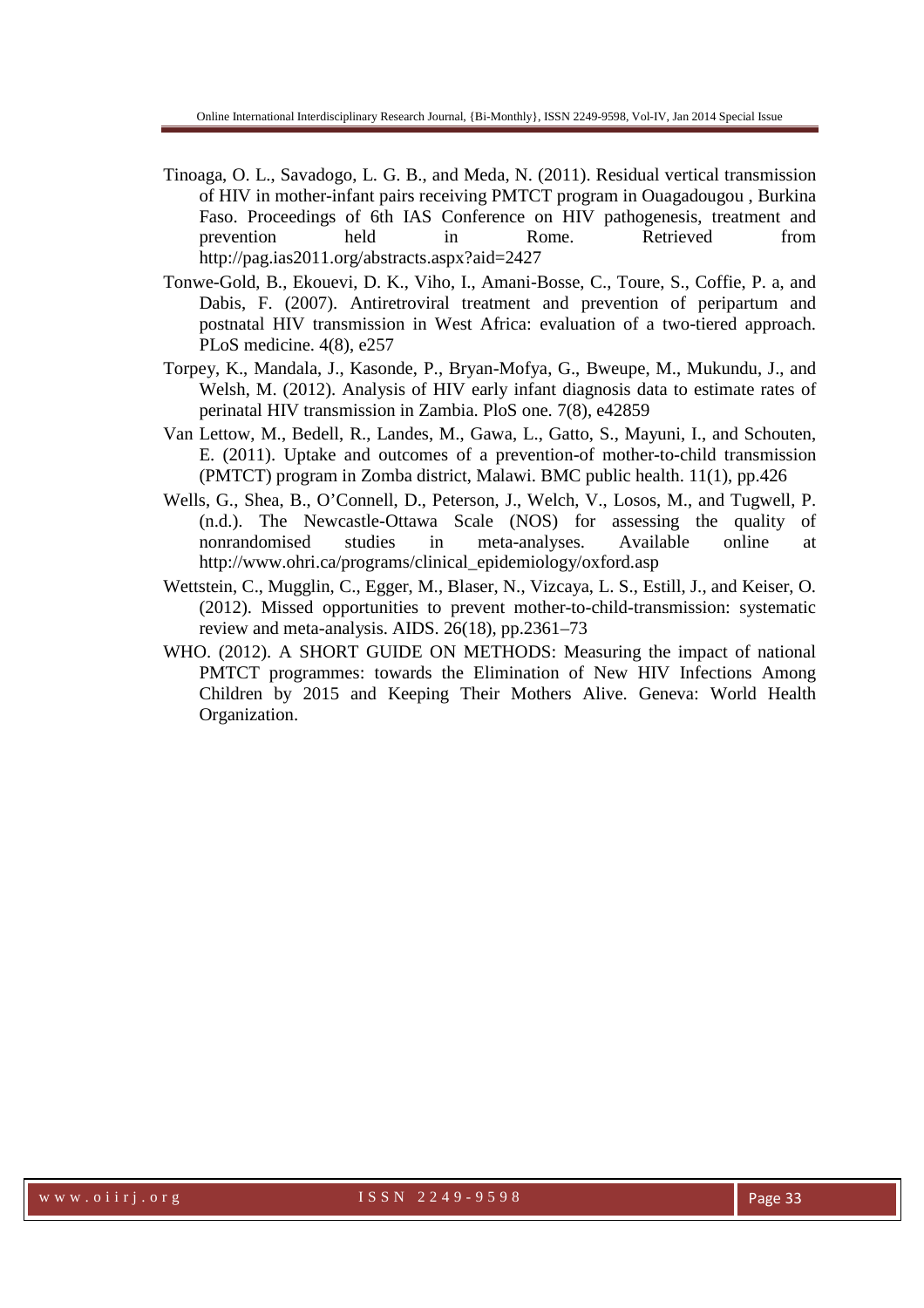Tinoaga, O. L., Savadogo, L. G. B., and Meda, N. (2011). Residual vertical transmission of HIV in mother-infant pairs receiving PMTCT program in Ouagadougou , Burkina Faso. Proceedings of 6th IAS Conference on HIV pathogenesis, treatment and prevention held in Rome. Retrieved from http://pag.ias2011.org/abstracts.aspx?aid=2427

Tonwe-Gold, B., Ekouevi, D. K., Viho, I., Amani-Bosse, C., Toure, S., Coffie, P. a, and Dabis, F. (2007). Antiretroviral treatment and prevention of peripartum and postnatal HIV transmission in West Africa: evaluation of a two-tiered approach. PLoS medicine. 4(8), e257

Torpey, K., Mandala, J., Kasonde, P., Bryan-Mofya, G., Bweupe, M., Mukundu, J., and Welsh, M. (2012). Analysis of HIV early infant diagnosis data to estimate rates of perinatal HIV transmission in Zambia. PloS one. 7(8), e42859

Van Lettow, M., Bedell, R., Landes, M., Gawa, L., Gatto, S., Mayuni, I., and Schouten, E. (2011). Uptake and outcomes of a prevention-of mother-to-child transmission (PMTCT) program in Zomba district, Malawi. BMC public health. 11(1), pp.426

Wells, G., Shea, B., O'Connell, D., Peterson, J., Welch, V., Losos, M., and Tugwell, P. (n.d.). The Newcastle-Ottawa Scale (NOS) for assessing the quality of nonrandomised studies in meta-analyses. Available online at http://www.ohri.ca/programs/clinical_epidemiology/oxford.asp

Wettstein, C., Mugglin, C., Egger, M., Blaser, N., Vizcaya, L. S., Estill, J., and Keiser, O. (2012). Missed opportunities to prevent mother-to-child-transmission: systematic review and meta-analysis. AIDS. 26(18), pp.2361–73

WHO. (2012). A SHORT GUIDE ON METHODS: Measuring the impact of national PMTCT programmes: towards the Elimination of New HIV Infections Among Children by 2015 and Keeping Their Mothers Alive. Geneva: World Health Organization.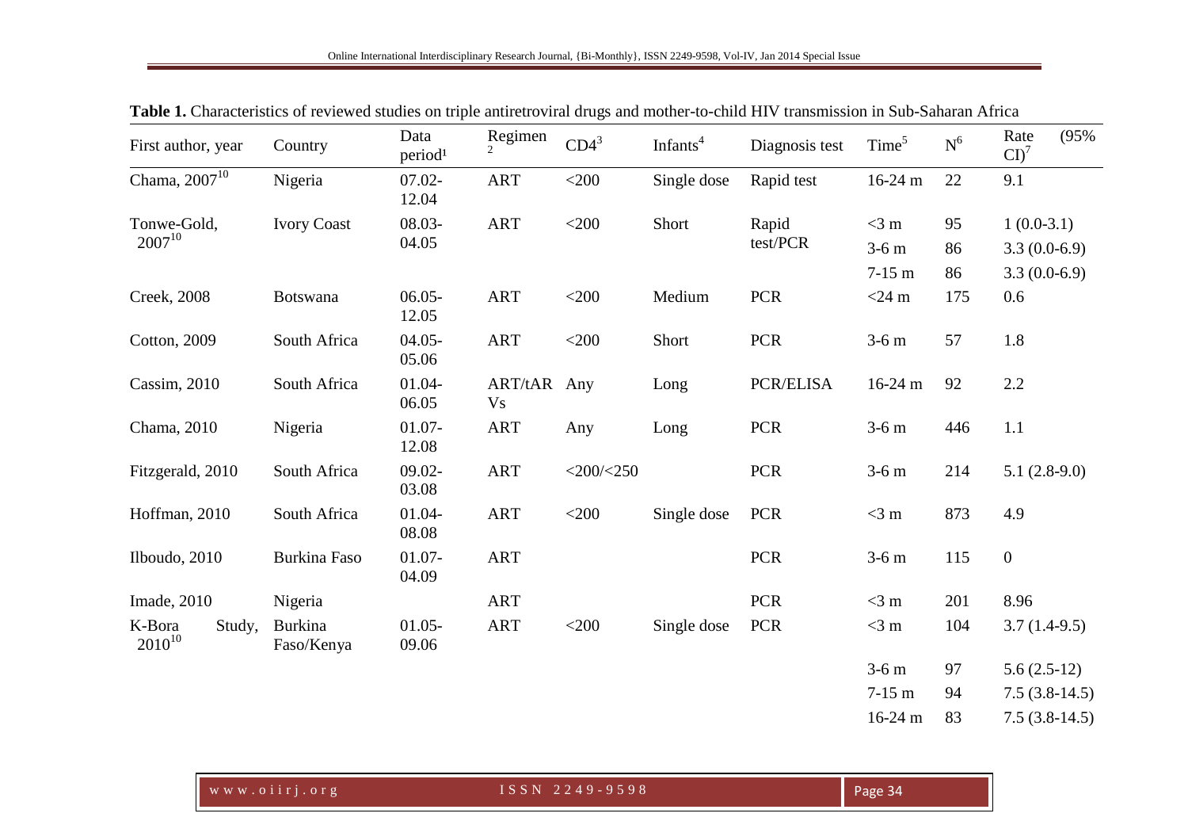**Table 1.** Characteristics of reviewed studies on triple antiretroviral drugs and mother-to-child HIV transmission in Sub-Saharan Africa

| First author, year | Country | Data period[1] | Regimen[2] | CD4[3] | Infants[4] | Diagnosis test | Time[5] | N[6] | Rate (95% CI)[7] |
|---|---|---|---|---|---|---|---|---|---|
| Chama, 2007[10] | Nigeria | 07.02-12.04 | ART | <200 | Single dose | Rapid test | 16-24 m | 22 | 9.1 |
| Tonwe-Gold, 2007[10] | Ivory Coast | 08.03-04.05 | ART | <200 | Short | Rapid test/PCR | <3 m | 95 | 1 (0.0-3.1) |
| | | | | | | | 3-6 m | 86 | 3.3 (0.0-6.9) |
| | | | | | | | 7-15 m | 86 | 3.3 (0.0-6.9) |
| Creek, 2008 | Botswana | 06.05-12.05 | ART | <200 | Medium | PCR | <24 m | 175 | 0.6 |
| Cotton, 2009 | South Africa | 04.05-05.06 | ART | <200 | Short | PCR | 3-6 m | 57 | 1.8 |
| Cassim, 2010 | South Africa | 01.04-06.05 | ART/tART Vs | Any | Long | PCR/ELISA | 16-24 m | 92 | 2.2 |
| Chama, 2010 | Nigeria | 01.07-12.08 | ART | Any | Long | PCR | 3-6 m | 446 | 1.1 |
| Fitzgerald, 2010 | South Africa | 09.02-03.08 | ART | <200/<250 | | PCR | 3-6 m | 214 | 5.1 (2.8-9.0) |
| Hoffman, 2010 | South Africa | 01.04-08.08 | ART | <200 | Single dose | PCR | <3 m | 873 | 4.9 |
| Ilboudo, 2010 | Burkina Faso | 01.07-04.09 | ART | | | PCR | 3-6 m | 115 | 0 |
| Imade, 2010 | Nigeria | | ART | | | PCR | <3 m | 201 | 8.96 |
| K-Bora Study, 2010[10] | Burkina Faso/Kenya | 01.05-09.06 | ART | <200 | Single dose | PCR | <3 m | 104 | 3.7 (1.4-9.5) |
| | | | | | | | 3-6 m | 97 | 5.6 (2.5-12) |
| | | | | | | | 7-15 m | 94 | 7.5 (3.8-14.5) |
| | | | | | | | 16-24 m | 83 | 7.5 (3.8-14.5) |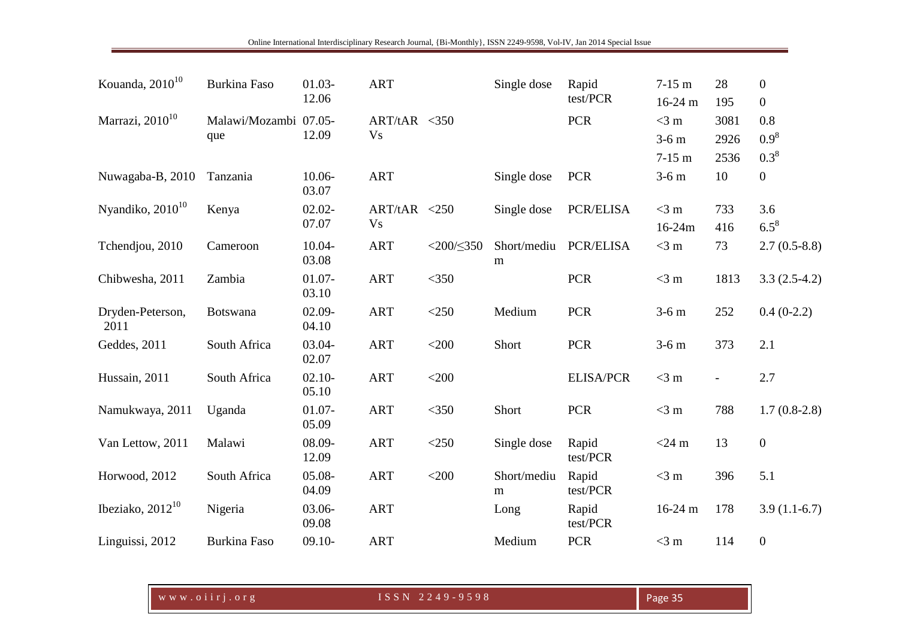| | | | | | | | | | |
|---|---|---|---|---|---|---|---|---|---|
| Kouanda, 2010[10] | Burkina Faso | 01.03-12.06 | ART | | Single dose | Rapid test/PCR | 7-15 m<br>16-24 m | 28<br>195 | 0<br>0 |
| Marrazi, 2010[10] | Malawi/Mozambique | 07.05-12.09 | ART/tAR Vs | <350 | | PCR | <3 m<br>3-6 m<br>7-15 m | 3081<br>2926<br>2536 | 0.8<br>0.9[8]<br>0.3[8] |
| Nuwagaba-B, 2010 | Tanzania | 10.06-03.07 | ART | | Single dose | PCR | 3-6 m | 10 | 0 |
| Nyandiko, 2010[10] | Kenya | 02.02-07.07 | ART/tAR Vs | <250 | Single dose | PCR/ELISA | <3 m<br>16-24m | 733<br>416 | 3.6<br>6.5[8] |
| Tchendjou, 2010 | Cameroon | 10.04-03.08 | ART | <200/≤350 | Short/medium | PCR/ELISA | <3 m | 73 | 2.7 (0.5-8.8) |
| Chibwesha, 2011 | Zambia | 01.07-03.10 | ART | <350 | | PCR | <3 m | 1813 | 3.3 (2.5-4.2) |
| Dryden-Peterson, 2011 | Botswana | 02.09-04.10 | ART | <250 | Medium | PCR | 3-6 m | 252 | 0.4 (0-2.2) |
| Geddes, 2011 | South Africa | 03.04-02.07 | ART | <200 | Short | PCR | 3-6 m | 373 | 2.1 |
| Hussain, 2011 | South Africa | 02.10-05.10 | ART | <200 | | ELISA/PCR | <3 m | - | 2.7 |
| Namukwaya, 2011 | Uganda | 01.07-05.09 | ART | <350 | Short | PCR | <3 m | 788 | 1.7 (0.8-2.8) |
| Van Lettow, 2011 | Malawi | 08.09-12.09 | ART | <250 | Single dose | Rapid test/PCR | <24 m | 13 | 0 |
| Horwood, 2012 | South Africa | 05.08-04.09 | ART | <200 | Short/medium | Rapid test/PCR | <3 m | 396 | 5.1 |
| Ibeziako, 2012[10] | Nigeria | 03.06-09.08 | ART | | Long | Rapid test/PCR | 16-24 m | 178 | 3.9 (1.1-6.7) |
| Linguissi, 2012 | Burkina Faso | 09.10- | ART | | Medium | PCR | <3 m | 114 | 0 |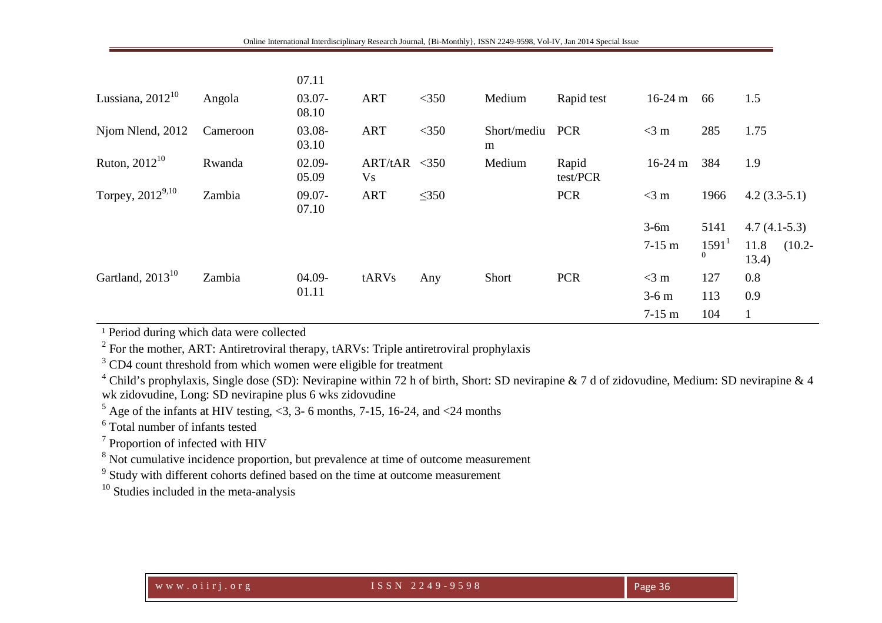| | | | | | | | | | |
|---|---|---|---|---|---|---|---|---|---|
| | | 07.11 | | | | | | | |
| Lussiana, 2012[10] | Angola | 03.07-08.10 | ART | <350 | Medium | Rapid test | 16-24 m | 66 | 1.5 |
| Njom Nlend, 2012 | Cameroon | 03.08-03.10 | ART | <350 | Short/medium | PCR | <3 m | 285 | 1.75 |
| Ruton, 2012[10] | Rwanda | 02.09-05.09 | ART/tARVs | <350 | Medium | Rapid test/PCR | 16-24 m | 384 | 1.9 |
| Torpey, 2012[9,10] | Zambia | 09.07-07.10 | ART | ≤350 | | PCR | <3 m | 1966 | 4.2 (3.3-5.1) |
| | | | | | | | 3-6m | 5141 | 4.7 (4.1-5.3) |
| | | | | | | | 7-15 m | 1591[10] | 11.8 (10.2-13.4) |
| Gartland, 2013[10] | Zambia | 04.09-01.11 | tARVs | Any | Short | PCR | <3 m | 127 | 0.8 |
| | | | | | | | 3-6 m | 113 | 0.9 |
| | | | | | | | 7-15 m | 104 | 1 |

[1] Period during which data were collected

[2] For the mother, ART: Antiretroviral therapy, tARVs: Triple antiretroviral prophylaxis

[3] CD4 count threshold from which women were eligible for treatment

[4] Child's prophylaxis, Single dose (SD): Nevirapine within 72 h of birth, Short: SD nevirapine & 7 d of zidovudine, Medium: SD nevirapine & 4 wk zidovudine, Long: SD nevirapine plus 6 wks zidovudine

[5] Age of the infants at HIV testing, <3, 3- 6 months, 7-15, 16-24, and <24 months

[6] Total number of infants tested

[7] Proportion of infected with HIV

[8] Not cumulative incidence proportion, but prevalence at time of outcome measurement

[9] Study with different cohorts defined based on the time at outcome measurement

[10] Studies included in the meta-analysis